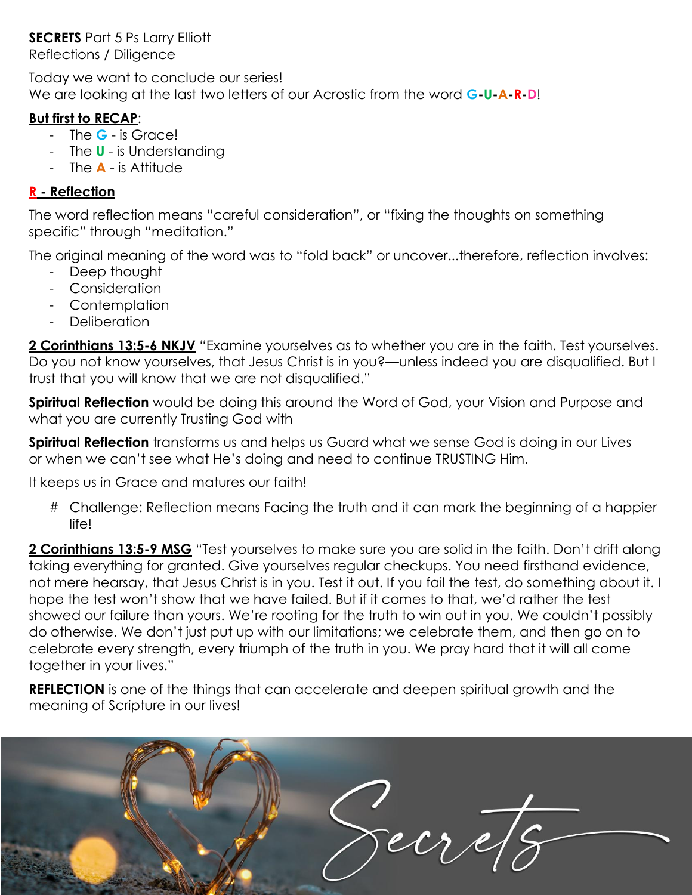**SECRETS** Part 5 Ps Larry Elliott
Reflections / Diligence

Today we want to conclude our series!
We are looking at the last two letters of our Acrostic from the word **G-U-A-R-D**!

**But first to RECAP**:

- The **G** - is Grace!
- The **U** - is Understanding
- The **A** - is Attitude

## R - Reflection

The word reflection means "careful consideration", or "fixing the thoughts on something specific" through "meditation."

The original meaning of the word was to "fold back" or uncover...therefore, reflection involves:

- Deep thought
- Consideration
- Contemplation
- Deliberation

**2 Corinthians 13:5-6 NKJV** "Examine yourselves as to whether you are in the faith. Test yourselves. Do you not know yourselves, that Jesus Christ is in you?—unless indeed you are disqualified. But I trust that you will know that we are not disqualified."

**Spiritual Reflection** would be doing this around the Word of God, your Vision and Purpose and what you are currently Trusting God with

**Spiritual Reflection** transforms us and helps us Guard what we sense God is doing in our Lives or when we can't see what He's doing and need to continue TRUSTING Him.

It keeps us in Grace and matures our faith!

- # Challenge: Reflection means Facing the truth and it can mark the beginning of a happier life!

**2 Corinthians 13:5-9 MSG** "Test yourselves to make sure you are solid in the faith. Don't drift along taking everything for granted. Give yourselves regular checkups. You need firsthand evidence, not mere hearsay, that Jesus Christ is in you. Test it out. If you fail the test, do something about it. I hope the test won't show that we have failed. But if it comes to that, we'd rather the test showed our failure than yours. We're rooting for the truth to win out in you. We couldn't possibly do otherwise. We don't just put up with our limitations; we celebrate them, and then go on to celebrate every strength, every triumph of the truth in you. We pray hard that it will all come together in your lives."

**REFLECTION** is one of the things that can accelerate and deepen spiritual growth and the meaning of Scripture in our lives!

Secrets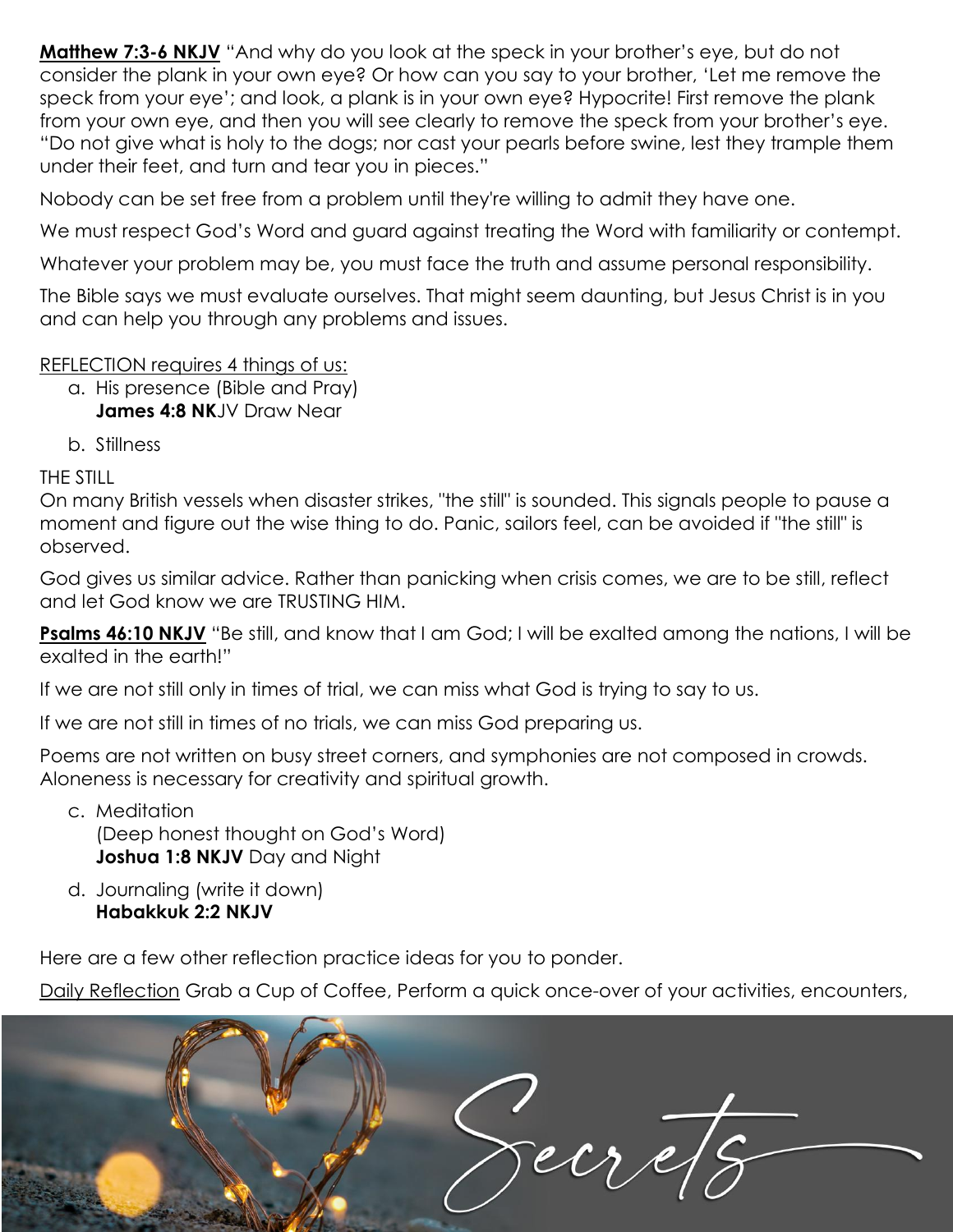**<u>Matthew 7:3-6 NKJV</u>** "And why do you look at the speck in your brother's eye, but do not consider the plank in your own eye? Or how can you say to your brother, 'Let me remove the speck from your eye'; and look, a plank is in your own eye? Hypocrite! First remove the plank from your own eye, and then you will see clearly to remove the speck from your brother's eye. "Do not give what is holy to the dogs; nor cast your pearls before swine, lest they trample them under their feet, and turn and tear you in pieces."

Nobody can be set free from a problem until they're willing to admit they have one.

We must respect God's Word and guard against treating the Word with familiarity or contempt.

Whatever your problem may be, you must face the truth and assume personal responsibility.

The Bible says we must evaluate ourselves. That might seem daunting, but Jesus Christ is in you and can help you through any problems and issues.

<u>REFLECTION requires 4 things of us:</u>

a. His presence (Bible and Pray)
   **James 4:8 NK**JV Draw Near

b. Stillness

THE STILL
On many British vessels when disaster strikes, "the still" is sounded. This signals people to pause a moment and figure out the wise thing to do. Panic, sailors feel, can be avoided if "the still" is observed.

God gives us similar advice. Rather than panicking when crisis comes, we are to be still, reflect and let God know we are TRUSTING HIM.

**<u>Psalms 46:10 NKJV</u>** "Be still, and know that I am God; I will be exalted among the nations, I will be exalted in the earth!"

If we are not still only in times of trial, we can miss what God is trying to say to us.

If we are not still in times of no trials, we can miss God preparing us.

Poems are not written on busy street corners, and symphonies are not composed in crowds. Aloneness is necessary for creativity and spiritual growth.

c. Meditation
   (Deep honest thought on God's Word)
   **Joshua 1:8 NKJV** Day and Night

d. Journaling (write it down)
   **Habakkuk 2:2 NKJV**

Here are a few other reflection practice ideas for you to ponder.

<u>Daily Reflection</u> Grab a Cup of Coffee, Perform a quick once-over of your activities, encounters,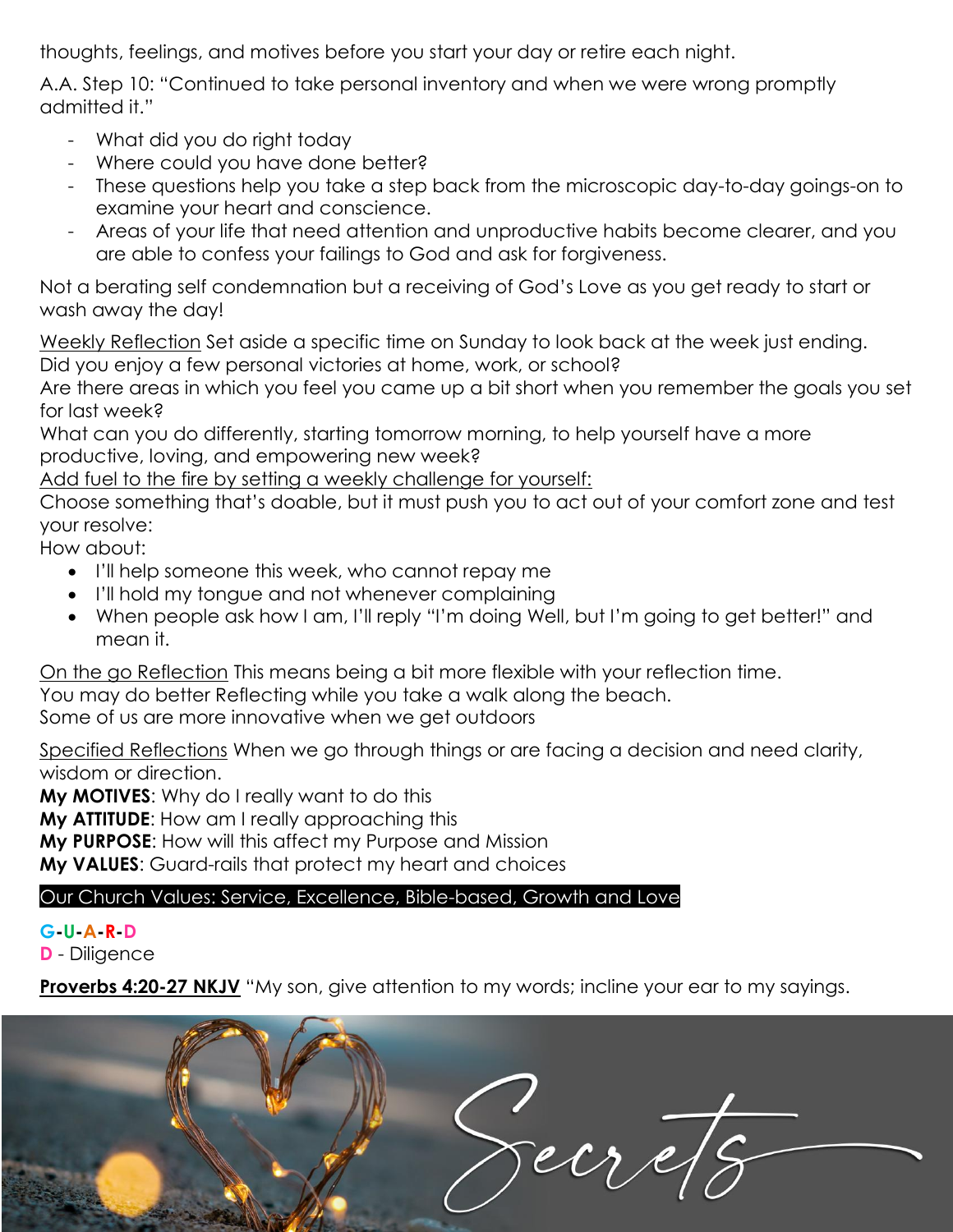thoughts, feelings, and motives before you start your day or retire each night.

A.A. Step 10: "Continued to take personal inventory and when we were wrong promptly admitted it."

- What did you do right today
- Where could you have done better?
- These questions help you take a step back from the microscopic day-to-day goings-on to examine your heart and conscience.
- Areas of your life that need attention and unproductive habits become clearer, and you are able to confess your failings to God and ask for forgiveness.

Not a berating self condemnation but a receiving of God's Love as you get ready to start or wash away the day!

<u>Weekly Reflection</u> Set aside a specific time on Sunday to look back at the week just ending.
Did you enjoy a few personal victories at home, work, or school?
Are there areas in which you feel you came up a bit short when you remember the goals you set for last week?
What can you do differently, starting tomorrow morning, to help yourself have a more productive, loving, and empowering new week?
<u>Add fuel to the fire by setting a weekly challenge for yourself:</u>
Choose something that's doable, but it must push you to act out of your comfort zone and test your resolve:
How about:

- I'll help someone this week, who cannot repay me
- I'll hold my tongue and not whenever complaining
- When people ask how I am, I'll reply "I'm doing Well, but I'm going to get better!" and mean it.

<u>On the go Reflection</u> This means being a bit more flexible with your reflection time.
You may do better Reflecting while you take a walk along the beach.
Some of us are more innovative when we get outdoors

<u>Specified Reflections</u> When we go through things or are facing a decision and need clarity, wisdom or direction.
**My MOTIVES**: Why do I really want to do this
**My ATTITUDE**: How am I really approaching this
**My PURPOSE**: How will this affect my Purpose and Mission
**My VALUES**: Guard-rails that protect my heart and choices

Our Church Values: Service, Excellence, Bible-based, Growth and Love

**G-U-A-R-D**
**D** - Diligence

**<u>Proverbs 4:20-27 NKJV</u>** "My son, give attention to my words; incline your ear to my sayings.

Secrets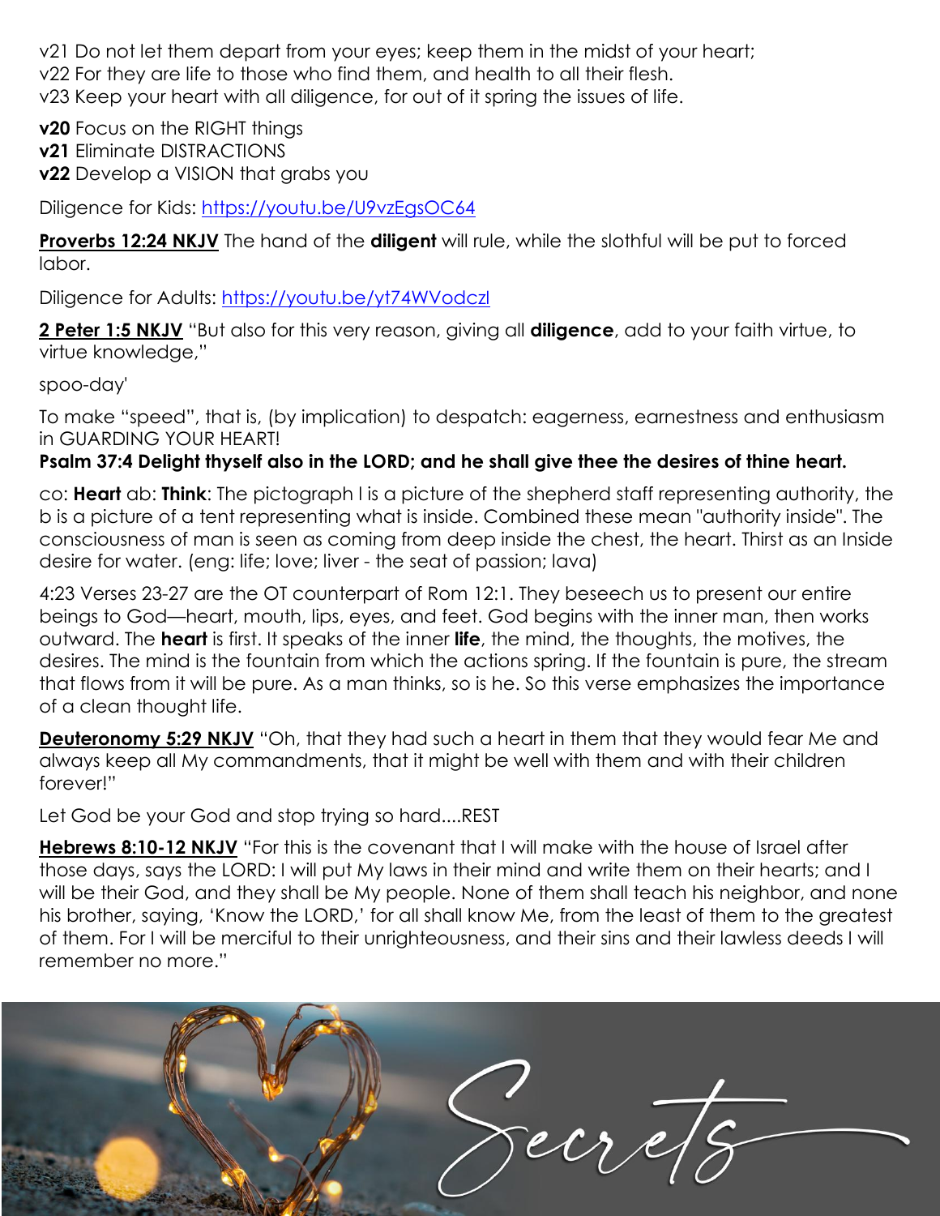v21 Do not let them depart from your eyes; keep them in the midst of your heart;
v22 For they are life to those who find them, and health to all their flesh.
v23 Keep your heart with all diligence, for out of it spring the issues of life.

**v20** Focus on the RIGHT things
**v21** Eliminate DISTRACTIONS
**v22** Develop a VISION that grabs you

Diligence for Kids: https://youtu.be/U9vzEgsOC64

**Proverbs 12:24 NKJV** The hand of the **diligent** will rule, while the slothful will be put to forced labor.

Diligence for Adults: https://youtu.be/yt74WVodczI

**2 Peter 1:5 NKJV** "But also for this very reason, giving all **diligence**, add to your faith virtue, to virtue knowledge,"

spoo-day'

To make "speed", that is, (by implication) to despatch: eagerness, earnestness and enthusiasm in GUARDING YOUR HEART!

**Psalm 37:4 Delight thyself also in the LORD; and he shall give thee the desires of thine heart.**

co: **Heart** ab: **Think**: The pictograph l is a picture of the shepherd staff representing authority, the b is a picture of a tent representing what is inside. Combined these mean "authority inside". The consciousness of man is seen as coming from deep inside the chest, the heart. Thirst as an Inside desire for water. (eng: life; love; liver - the seat of passion; lava)

4:23 Verses 23-27 are the OT counterpart of Rom 12:1. They beseech us to present our entire beings to God—heart, mouth, lips, eyes, and feet. God begins with the inner man, then works outward. The **heart** is first. It speaks of the inner **life**, the mind, the thoughts, the motives, the desires. The mind is the fountain from which the actions spring. If the fountain is pure, the stream that flows from it will be pure. As a man thinks, so is he. So this verse emphasizes the importance of a clean thought life.

**Deuteronomy 5:29 NKJV** "Oh, that they had such a heart in them that they would fear Me and always keep all My commandments, that it might be well with them and with their children forever!"

Let God be your God and stop trying so hard....REST

**Hebrews 8:10-12 NKJV** "For this is the covenant that I will make with the house of Israel after those days, says the LORD: I will put My laws in their mind and write them on their hearts; and I will be their God, and they shall be My people. None of them shall teach his neighbor, and none his brother, saying, 'Know the LORD,' for all shall know Me, from the least of them to the greatest of them. For I will be merciful to their unrighteousness, and their sins and their lawless deeds I will remember no more."

Secrets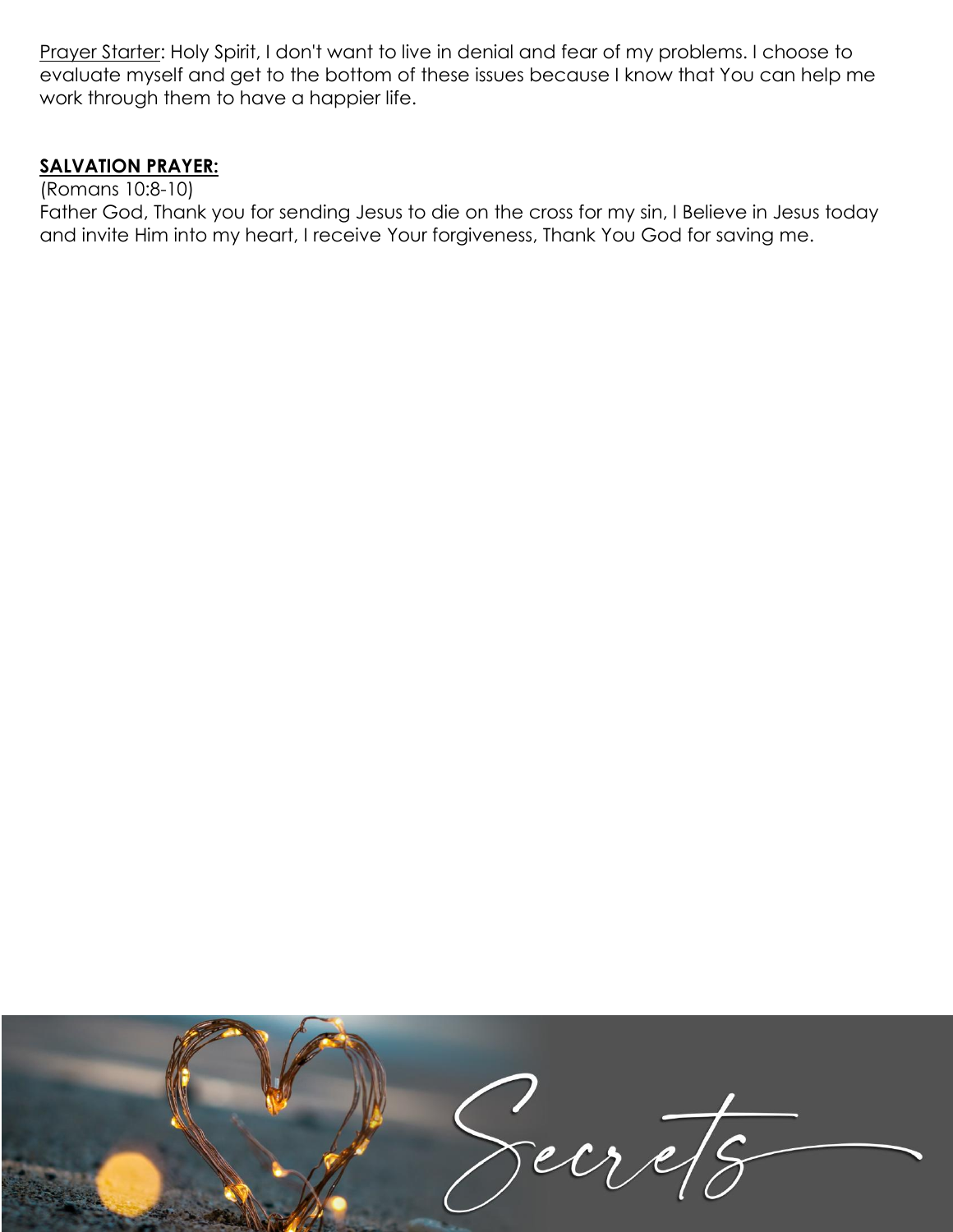Prayer Starter: Holy Spirit, I don't want to live in denial and fear of my problems. I choose to evaluate myself and get to the bottom of these issues because I know that You can help me work through them to have a happier life.

**SALVATION PRAYER:**

(Romans 10:8-10)

Father God, Thank you for sending Jesus to die on the cross for my sin, I Believe in Jesus today and invite Him into my heart, I receive Your forgiveness, Thank You God for saving me.